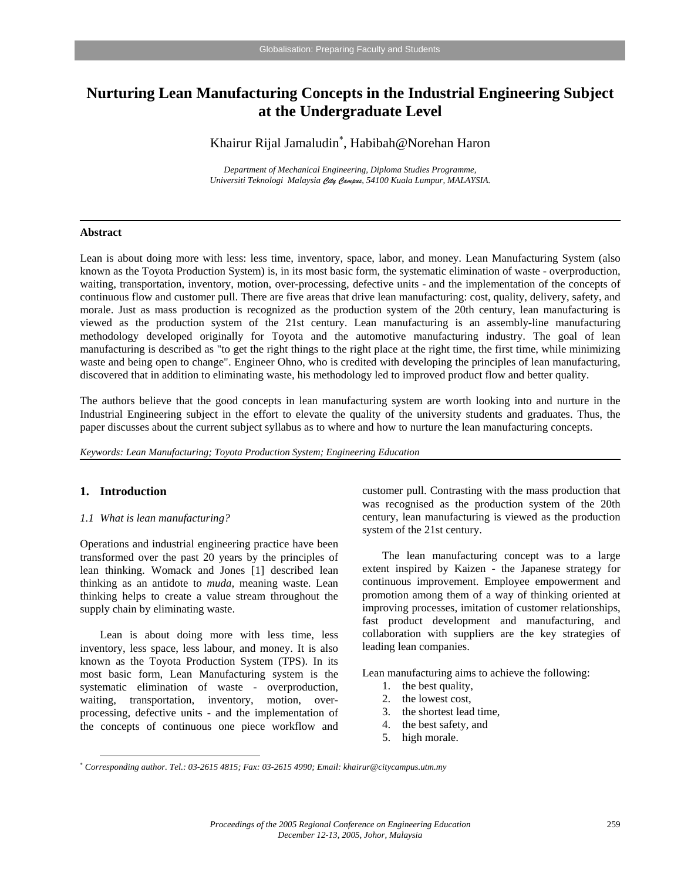# Nurturing Lean Manufacturing Concepts in the Industrial Engineering Subject at the Undergraduate Level

Khairur Rijal Jamaludin*, Habibah@Norehan Haron

*Department of Mechanical Engineering, Diploma Studies Programme, Universiti Teknologi Malaysia City Campus, 54100 Kuala Lumpur, MALAYSIA.*

---

**Abstract**

Lean is about doing more with less: less time, inventory, space, labor, and money. Lean Manufacturing System (also known as the Toyota Production System) is, in its most basic form, the systematic elimination of waste - overproduction, waiting, transportation, inventory, motion, over-processing, defective units - and the implementation of the concepts of continuous flow and customer pull. There are five areas that drive lean manufacturing: cost, quality, delivery, safety, and morale. Just as mass production is recognized as the production system of the 20th century, lean manufacturing is viewed as the production system of the 21st century. Lean manufacturing is an assembly-line manufacturing methodology developed originally for Toyota and the automotive manufacturing industry. The goal of lean manufacturing is described as "to get the right things to the right place at the right time, the first time, while minimizing waste and being open to change". Engineer Ohno, who is credited with developing the principles of lean manufacturing, discovered that in addition to eliminating waste, his methodology led to improved product flow and better quality.

The authors believe that the good concepts in lean manufacturing system are worth looking into and nurture in the Industrial Engineering subject in the effort to elevate the quality of the university students and graduates. Thus, the paper discusses about the current subject syllabus as to where and how to nurture the lean manufacturing concepts.

*Keywords: Lean Manufacturing; Toyota Production System; Engineering Education*

---

## 1. Introduction

### *1.1 What is lean manufacturing?*

Operations and industrial engineering practice have been transformed over the past 20 years by the principles of lean thinking. Womack and Jones [1] described lean thinking as an antidote to *muda,* meaning waste. Lean thinking helps to create a value stream throughout the supply chain by eliminating waste.

Lean is about doing more with less time, less inventory, less space, less labour, and money. It is also known as the Toyota Production System (TPS). In its most basic form, Lean Manufacturing system is the systematic elimination of waste - overproduction, waiting, transportation, inventory, motion, over-processing, defective units - and the implementation of the concepts of continuous one piece workflow and customer pull. Contrasting with the mass production that was recognised as the production system of the 20th century, lean manufacturing is viewed as the production system of the 21st century.

The lean manufacturing concept was to a large extent inspired by Kaizen - the Japanese strategy for continuous improvement. Employee empowerment and promotion among them of a way of thinking oriented at improving processes, imitation of customer relationships, fast product development and manufacturing, and collaboration with suppliers are the key strategies of leading lean companies.

Lean manufacturing aims to achieve the following:

1. the best quality,
2. the lowest cost,
3. the shortest lead time,
4. the best safety, and
5. high morale.

---

* *Corresponding author. Tel.: 03-2615 4815; Fax: 03-2615 4990; Email: khairur@citycampus.utm.my*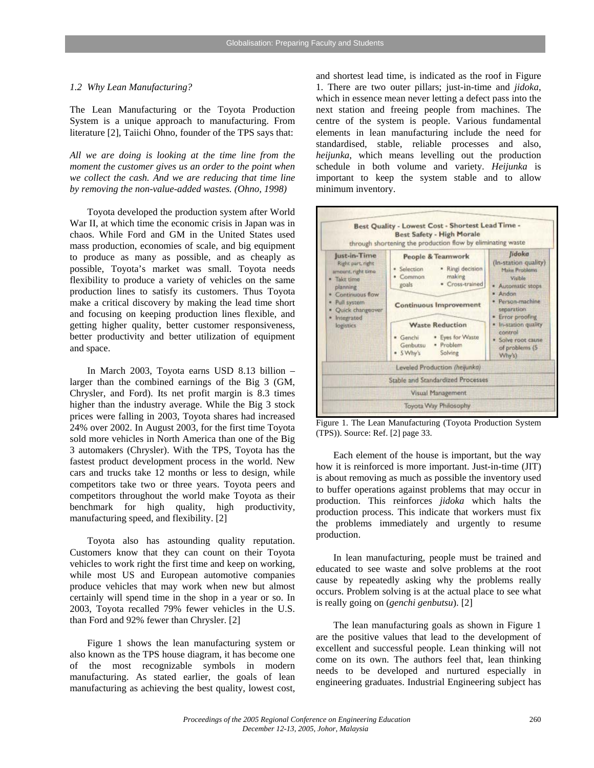*1.2 Why Lean Manufacturing?*

The Lean Manufacturing or the Toyota Production System is a unique approach to manufacturing. From literature [2], Taiichi Ohno, founder of the TPS says that:

*All we are doing is looking at the time line from the moment the customer gives us an order to the point when we collect the cash. And we are reducing that time line by removing the non-value-added wastes. (Ohno, 1998)*

Toyota developed the production system after World War II, at which time the economic crisis in Japan was in chaos. While Ford and GM in the United States used mass production, economies of scale, and big equipment to produce as many as possible, and as cheaply as possible, Toyota's market was small. Toyota needs flexibility to produce a variety of vehicles on the same production lines to satisfy its customers. Thus Toyota make a critical discovery by making the lead time short and focusing on keeping production lines flexible, and getting higher quality, better customer responsiveness, better productivity and better utilization of equipment and space.

In March 2003, Toyota earns USD 8.13 billion – larger than the combined earnings of the Big 3 (GM, Chrysler, and Ford). Its net profit margin is 8.3 times higher than the industry average. While the Big 3 stock prices were falling in 2003, Toyota shares had increased 24% over 2002. In August 2003, for the first time Toyota sold more vehicles in North America than one of the Big 3 automakers (Chrysler). With the TPS, Toyota has the fastest product development process in the world. New cars and trucks take 12 months or less to design, while competitors take two or three years. Toyota peers and competitors throughout the world make Toyota as their benchmark for high quality, high productivity, manufacturing speed, and flexibility. [2]

Toyota also has astounding quality reputation. Customers know that they can count on their Toyota vehicles to work right the first time and keep on working, while most US and European automotive companies produce vehicles that may work when new but almost certainly will spend time in the shop in a year or so. In 2003, Toyota recalled 79% fewer vehicles in the U.S. than Ford and 92% fewer than Chrysler. [2]

Figure 1 shows the lean manufacturing system or also known as the TPS house diagram, it has become one of the most recognizable symbols in modern manufacturing. As stated earlier, the goals of lean manufacturing as achieving the best quality, lowest cost, and shortest lead time, is indicated as the roof in Figure 1. There are two outer pillars; just-in-time and *jidoka*, which in essence mean never letting a defect pass into the next station and freeing people from machines. The centre of the system is people. Various fundamental elements in lean manufacturing include the need for standardised, stable, reliable processes and also, *heijunka*, which means levelling out the production schedule in both volume and variety. *Heijunka* is important to keep the system stable and to allow minimum inventory.

Figure 1. The Lean Manufacturing (Toyota Production System (TPS)). Source: Ref. [2] page 33.

Each element of the house is important, but the way how it is reinforced is more important. Just-in-time (JIT) is about removing as much as possible the inventory used to buffer operations against problems that may occur in production. This reinforces *jidoka* which halts the production process. This indicate that workers must fix the problems immediately and urgently to resume production.

In lean manufacturing, people must be trained and educated to see waste and solve problems at the root cause by repeatedly asking why the problems really occurs. Problem solving is at the actual place to see what is really going on (*genchi genbutsu*). [2]

The lean manufacturing goals as shown in Figure 1 are the positive values that lead to the development of excellent and successful people. Lean thinking will not come on its own. The authors feel that, lean thinking needs to be developed and nurtured especially in engineering graduates. Industrial Engineering subject has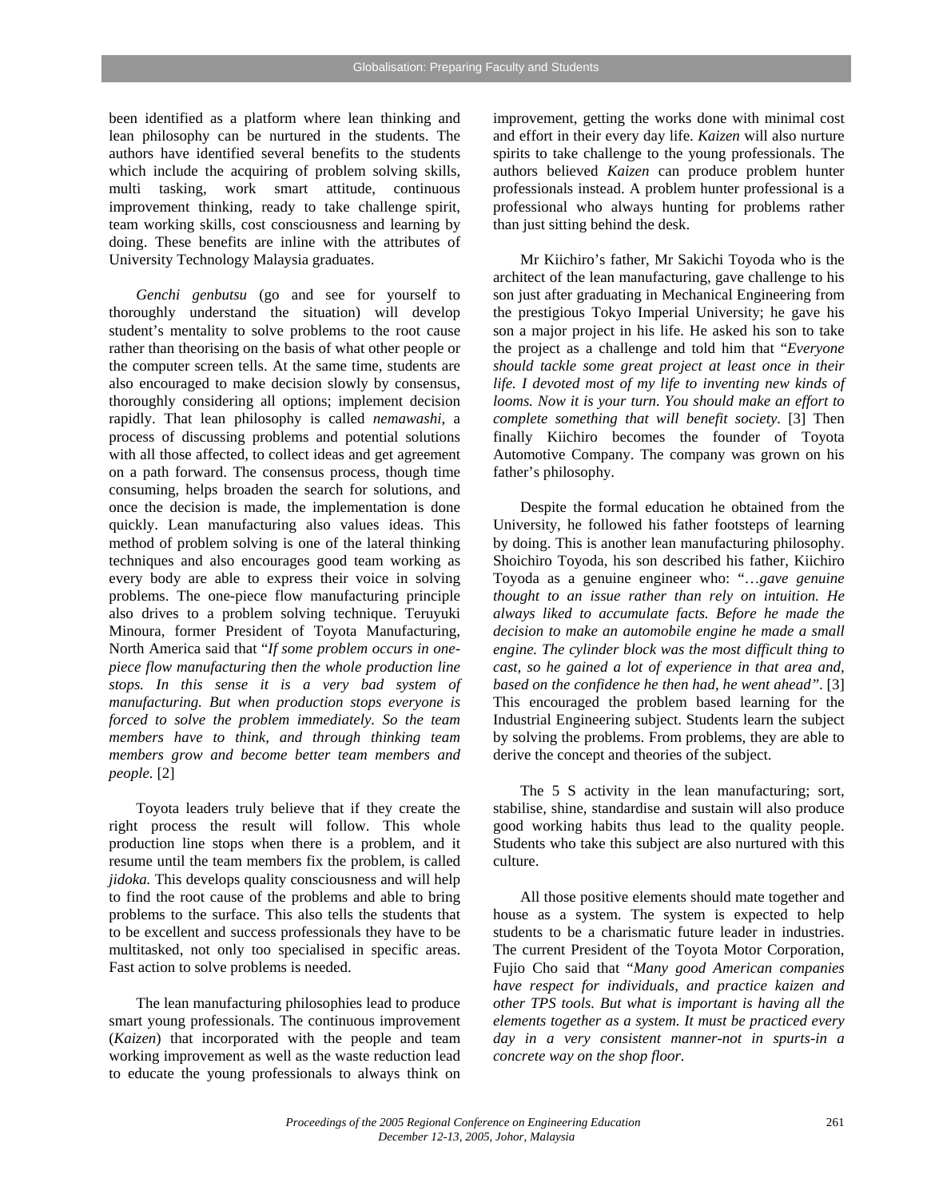been identified as a platform where lean thinking and lean philosophy can be nurtured in the students. The authors have identified several benefits to the students which include the acquiring of problem solving skills, multi tasking, work smart attitude, continuous improvement thinking, ready to take challenge spirit, team working skills, cost consciousness and learning by doing. These benefits are inline with the attributes of University Technology Malaysia graduates.

*Genchi genbutsu* (go and see for yourself to thoroughly understand the situation) will develop student's mentality to solve problems to the root cause rather than theorising on the basis of what other people or the computer screen tells. At the same time, students are also encouraged to make decision slowly by consensus, thoroughly considering all options; implement decision rapidly. That lean philosophy is called *nemawashi*, a process of discussing problems and potential solutions with all those affected, to collect ideas and get agreement on a path forward. The consensus process, though time consuming, helps broaden the search for solutions, and once the decision is made, the implementation is done quickly. Lean manufacturing also values ideas. This method of problem solving is one of the lateral thinking techniques and also encourages good team working as every body are able to express their voice in solving problems. The one-piece flow manufacturing principle also drives to a problem solving technique. Teruyuki Minoura, former President of Toyota Manufacturing, North America said that "*If some problem occurs in one-piece flow manufacturing then the whole production line stops. In this sense it is a very bad system of manufacturing. But when production stops everyone is forced to solve the problem immediately. So the team members have to think, and through thinking team members grow and become better team members and people.* [2]

Toyota leaders truly believe that if they create the right process the result will follow. This whole production line stops when there is a problem, and it resume until the team members fix the problem, is called *jidoka*. This develops quality consciousness and will help to find the root cause of the problems and able to bring problems to the surface. This also tells the students that to be excellent and success professionals they have to be multitasked, not only too specialised in specific areas. Fast action to solve problems is needed.

The lean manufacturing philosophies lead to produce smart young professionals. The continuous improvement (*Kaizen*) that incorporated with the people and team working improvement as well as the waste reduction lead to educate the young professionals to always think on improvement, getting the works done with minimal cost and effort in their every day life. *Kaizen* will also nurture spirits to take challenge to the young professionals. The authors believed *Kaizen* can produce problem hunter professionals instead. A problem hunter professional is a professional who always hunting for problems rather than just sitting behind the desk.

Mr Kiichiro's father, Mr Sakichi Toyoda who is the architect of the lean manufacturing, gave challenge to his son just after graduating in Mechanical Engineering from the prestigious Tokyo Imperial University; he gave his son a major project in his life. He asked his son to take the project as a challenge and told him that "*Everyone should tackle some great project at least once in their life. I devoted most of my life to inventing new kinds of looms. Now it is your turn. You should make an effort to complete something that will benefit society.* [3] Then finally Kiichiro becomes the founder of Toyota Automotive Company. The company was grown on his father's philosophy.

Despite the formal education he obtained from the University, he followed his father footsteps of learning by doing. This is another lean manufacturing philosophy. Shoichiro Toyoda, his son described his father, Kiichiro Toyoda as a genuine engineer who: "*…gave genuine thought to an issue rather than rely on intuition. He always liked to accumulate facts. Before he made the decision to make an automobile engine he made a small engine. The cylinder block was the most difficult thing to cast, so he gained a lot of experience in that area and, based on the confidence he then had, he went ahead*". [3] This encouraged the problem based learning for the Industrial Engineering subject. Students learn the subject by solving the problems. From problems, they are able to derive the concept and theories of the subject.

The 5 S activity in the lean manufacturing; sort, stabilise, shine, standardise and sustain will also produce good working habits thus lead to the quality people. Students who take this subject are also nurtured with this culture.

All those positive elements should mate together and house as a system. The system is expected to help students to be a charismatic future leader in industries. The current President of the Toyota Motor Corporation, Fujio Cho said that "*Many good American companies have respect for individuals, and practice kaizen and other TPS tools. But what is important is having all the elements together as a system. It must be practiced every day in a very consistent manner-not in spurts-in a concrete way on the shop floor.*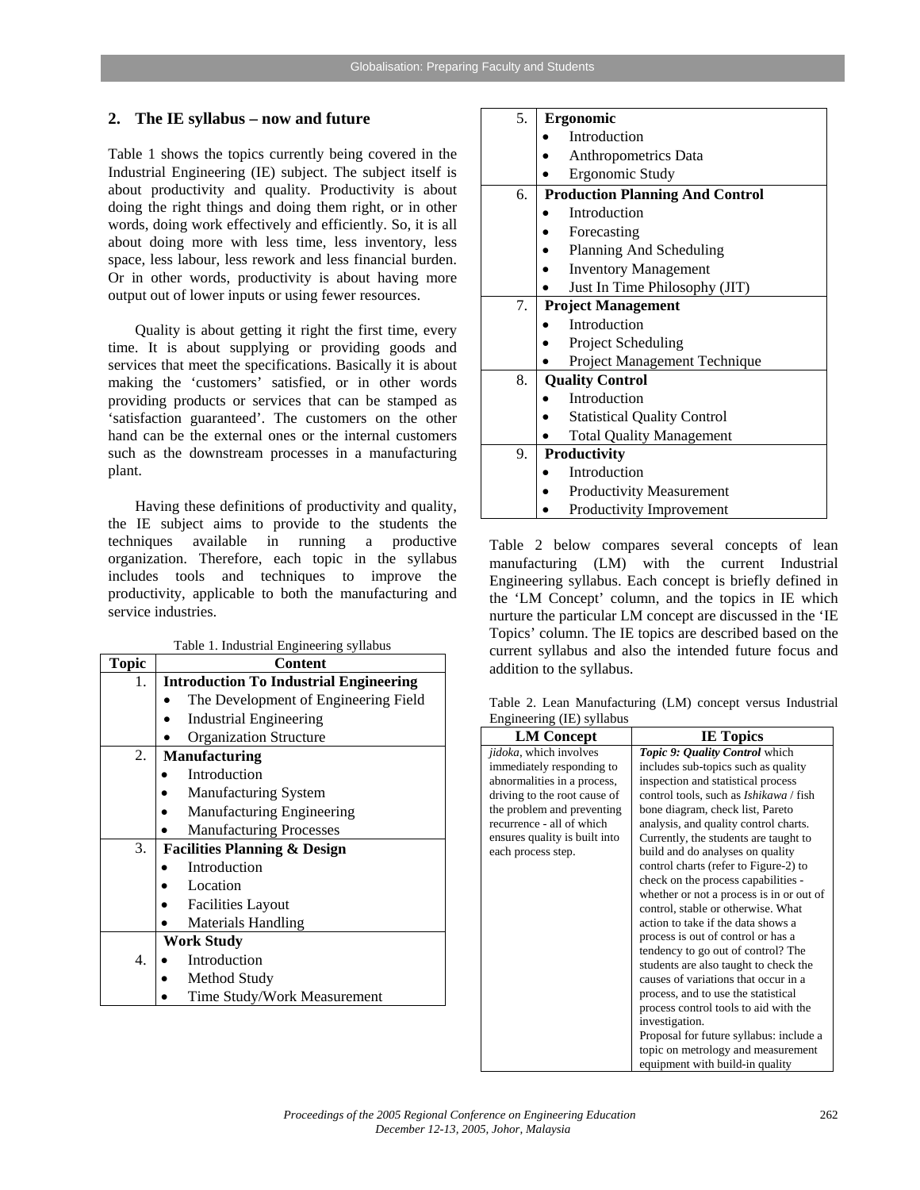## 2. The IE syllabus – now and future

Table 1 shows the topics currently being covered in the Industrial Engineering (IE) subject. The subject itself is about productivity and quality. Productivity is about doing the right things and doing them right, or in other words, doing work effectively and efficiently. So, it is all about doing more with less time, less inventory, less space, less labour, less rework and less financial burden. Or in other words, productivity is about having more output out of lower inputs or using fewer resources.

Quality is about getting it right the first time, every time. It is about supplying or providing goods and services that meet the specifications. Basically it is about making the 'customers' satisfied, or in other words providing products or services that can be stamped as 'satisfaction guaranteed'. The customers on the other hand can be the external ones or the internal customers such as the downstream processes in a manufacturing plant.

Having these definitions of productivity and quality, the IE subject aims to provide to the students the techniques available in running a productive organization. Therefore, each topic in the syllabus includes tools and techniques to improve the productivity, applicable to both the manufacturing and service industries.

Table 1. Industrial Engineering syllabus

| Topic | Content |
|---|---|
| 1. | **Introduction To Industrial Engineering**<br>• The Development of Engineering Field<br>• Industrial Engineering<br>• Organization Structure |
| 2. | **Manufacturing**<br>• Introduction<br>• Manufacturing System<br>• Manufacturing Engineering<br>• Manufacturing Processes |
| 3. | **Facilities Planning & Design**<br>• Introduction<br>• Location<br>• Facilities Layout<br>• Materials Handling |
| 4. | **Work Study**<br>• Introduction<br>• Method Study<br>• Time Study/Work Measurement |
| 5. | **Ergonomic**<br>• Introduction<br>• Anthropometrics Data<br>• Ergonomic Study |
| 6. | **Production Planning And Control**<br>• Introduction<br>• Forecasting<br>• Planning And Scheduling<br>• Inventory Management<br>• Just In Time Philosophy (JIT) |
| 7. | **Project Management**<br>• Introduction<br>• Project Scheduling<br>• Project Management Technique |
| 8. | **Quality Control**<br>• Introduction<br>• Statistical Quality Control<br>• Total Quality Management |
| 9. | **Productivity**<br>• Introduction<br>• Productivity Measurement<br>• Productivity Improvement |

Table 2 below compares several concepts of lean manufacturing (LM) with the current Industrial Engineering syllabus. Each concept is briefly defined in the 'LM Concept' column, and the topics in IE which nurture the particular LM concept are discussed in the 'IE Topics' column. The IE topics are described based on the current syllabus and also the intended future focus and addition to the syllabus.

Table 2. Lean Manufacturing (LM) concept versus Industrial Engineering (IE) syllabus

| LM Concept | IE Topics |
|---|---|
| *jidoka*, which involves immediately responding to abnormalities in a process, driving to the root cause of the problem and preventing recurrence - all of which ensures quality is built into each process step. | ***Topic 9: Quality Control*** which includes sub-topics such as quality inspection and statistical process control tools, such as *Ishikawa* / fish bone diagram, check list, Pareto analysis, and quality control charts. Currently, the students are taught to build and do analyses on quality control charts (refer to Figure-2) to check on the process capabilities - whether or not a process is in or out of control, stable or otherwise. What action to take if the data shows a process is out of control or has a tendency to go out of control? The students are also taught to check the causes of variations that occur in a process, and to use the statistical process control tools to aid with the investigation.<br>Proposal for future syllabus: include a topic on metrology and measurement equipment with build-in quality |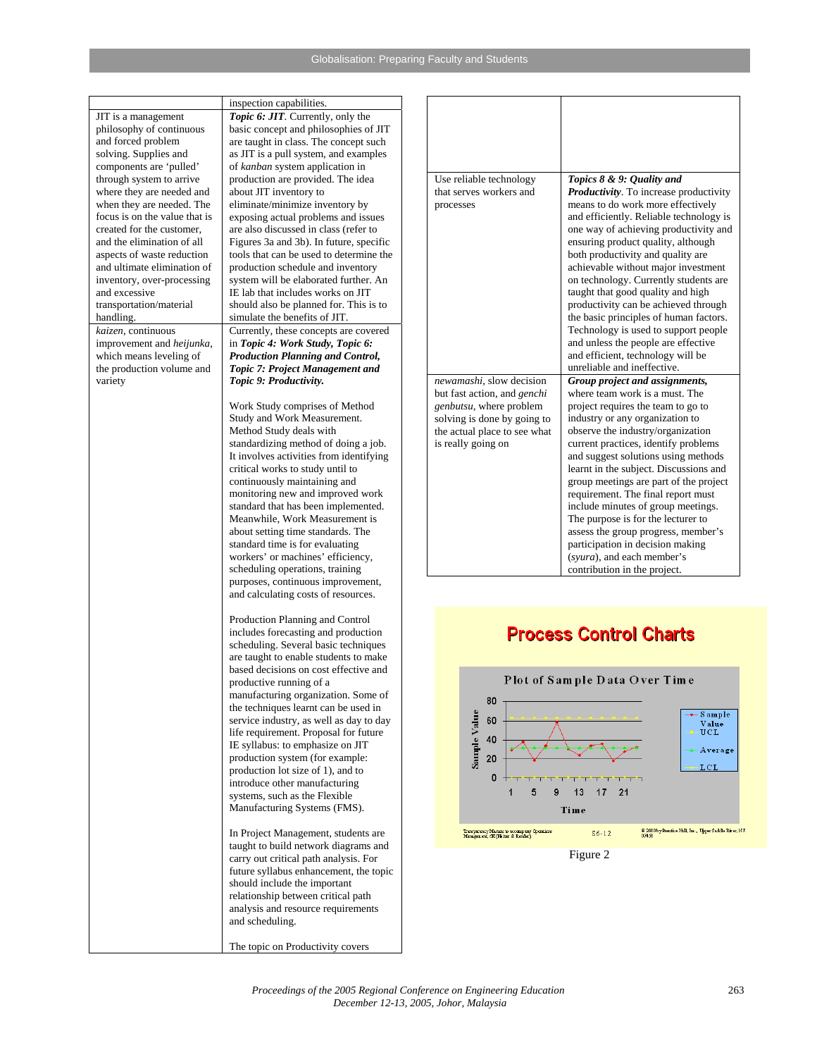| | |
|---|---|
| | inspection capabilities. |
| JIT is a management philosophy of continuous and forced problem solving. Supplies and components are 'pulled' through system to arrive where they are needed and when they are needed. The focus is on the value that is created for the customer, and the elimination of all aspects of waste reduction and ultimate elimination of inventory, over-processing and excessive transportation/material handling. | ***Topic 6: JIT***. Currently, only the basic concept and philosophies of JIT are taught in class. The concept such as JIT is a pull system, and examples of *kanban* system application in production are provided. The idea about JIT inventory to eliminate/minimize inventory by exposing actual problems and issues are also discussed in class (refer to Figures 3a and 3b). In future, specific tools that can be used to determine the production schedule and inventory system will be elaborated further. An IE lab that includes works on JIT should also be planned for. This is to simulate the benefits of JIT. |
| *kaizen*, continuous improvement and *heijunka*, which means leveling of the production volume and variety | Currently, these concepts are covered in ***Topic 4: Work Study, Topic 6: Production Planning and Control, Topic 7: Project Management and Topic 9: Productivity.***<br><br>Work Study comprises of Method Study and Work Measurement. Method Study deals with standardizing method of doing a job. It involves activities from identifying critical works to study until to continuously maintaining and monitoring new and improved work standard that has been implemented. Meanwhile, Work Measurement is about setting time standards. The standard time is for evaluating workers' or machines' efficiency, scheduling operations, training purposes, continuous improvement, and calculating costs of resources.<br><br>Production Planning and Control includes forecasting and production scheduling. Several basic techniques are taught to enable students to make based decisions on cost effective and productive running of a manufacturing organization. Some of the techniques learnt can be used in service industry, as well as day to day life requirement. Proposal for future IE syllabus: to emphasize on JIT production system (for example: production lot size of 1), and to introduce other manufacturing systems, such as the Flexible Manufacturing Systems (FMS).<br><br>In Project Management, students are taught to build network diagrams and carry out critical path analysis. For future syllabus enhancement, the topic should include the important relationship between critical path analysis and resource requirements and scheduling.<br><br>The topic on Productivity covers |
| | |
| Use reliable technology that serves workers and processes | ***Topics 8 & 9: Quality and Productivity***. To increase productivity means to do work more effectively and efficiently. Reliable technology is one way of achieving productivity and ensuring product quality, although both productivity and quality are achievable without major investment on technology. Currently students are taught that good quality and high productivity can be achieved through the basic principles of human factors. Technology is used to support people and unless the people are effective and efficient, technology will be unreliable and ineffective. |
| *newamashi*, slow decision but fast action, and *genchi genbutsu*, where problem solving is done by going to the actual place to see what is really going on | ***Group project and assignments,*** where team work is a must. The project requires the team to go to industry or any organization to observe the industry/organization current practices, identify problems and suggest solutions using methods learnt in the subject. Discussions and group meetings are part of the project requirement. The final report must include minutes of group meetings. The purpose is for the lecturer to assess the group progress, member's participation in decision making (*syura*), and each member's contribution in the project. |

Figure 2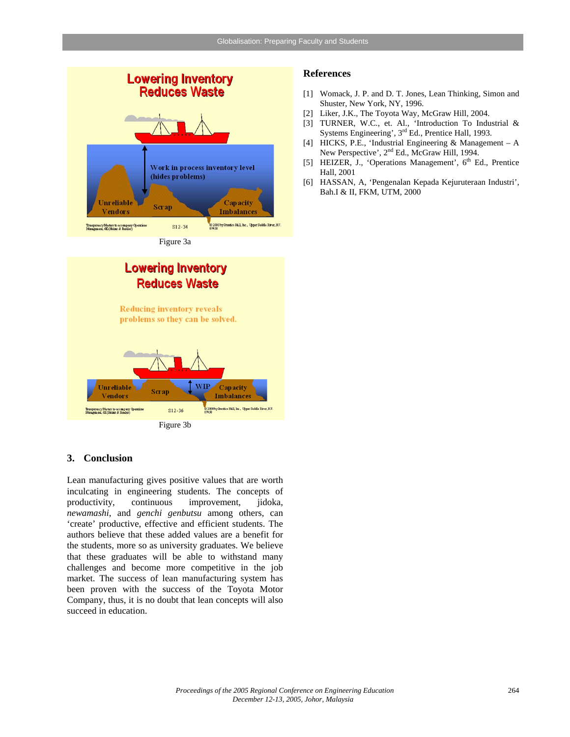Lowering Inventory Reduces Waste

Work in process inventory level (hides problems)

Unreliable Vendors

Scrap

Capacity Imbalances

Transparency Masters to accompany Operations Management, 6E (Heizer & Render)

S12-34

© 2000 by Prentice Hall, Inc., Upper Saddle River, N.J. 07458

Figure 3a

Lowering Inventory Reduces Waste

Reducing inventory reveals problems so they can be solved.

Unreliable Vendors

Scrap

WIP

Capacity Imbalances

Transparency Masters to accompany Operations Management, 6E (Heizer & Render)

S12-36

© 2000 by Prentice Hall, Inc., Upper Saddle River, N.J. 07458

Figure 3b

## 3. Conclusion

Lean manufacturing gives positive values that are worth inculcating in engineering students. The concepts of productivity, continuous improvement, jidoka, *newamashi*, and *genchi genbutsu* among others, can 'create' productive, effective and efficient students. The authors believe that these added values are a benefit for the students, more so as university graduates. We believe that these graduates will be able to withstand many challenges and become more competitive in the job market. The success of lean manufacturing system has been proven with the success of the Toyota Motor Company, thus, it is no doubt that lean concepts will also succeed in education.

## References

[1] Womack, J. P. and D. T. Jones, Lean Thinking, Simon and Shuster, New York, NY, 1996.

[2] Liker, J.K., The Toyota Way, McGraw Hill, 2004.

[3] TURNER, W.C., et. Al., 'Introduction To Industrial & Systems Engineering', 3rd Ed., Prentice Hall, 1993.

[4] HICKS, P.E., 'Industrial Engineering & Management – A New Perspective', 2nd Ed., McGraw Hill, 1994.

[5] HEIZER, J., 'Operations Management', 6th Ed., Prentice Hall, 2001

[6] HASSAN, A, 'Pengenalan Kepada Kejuruteraan Industri', Bah.I & II, FKM, UTM, 2000